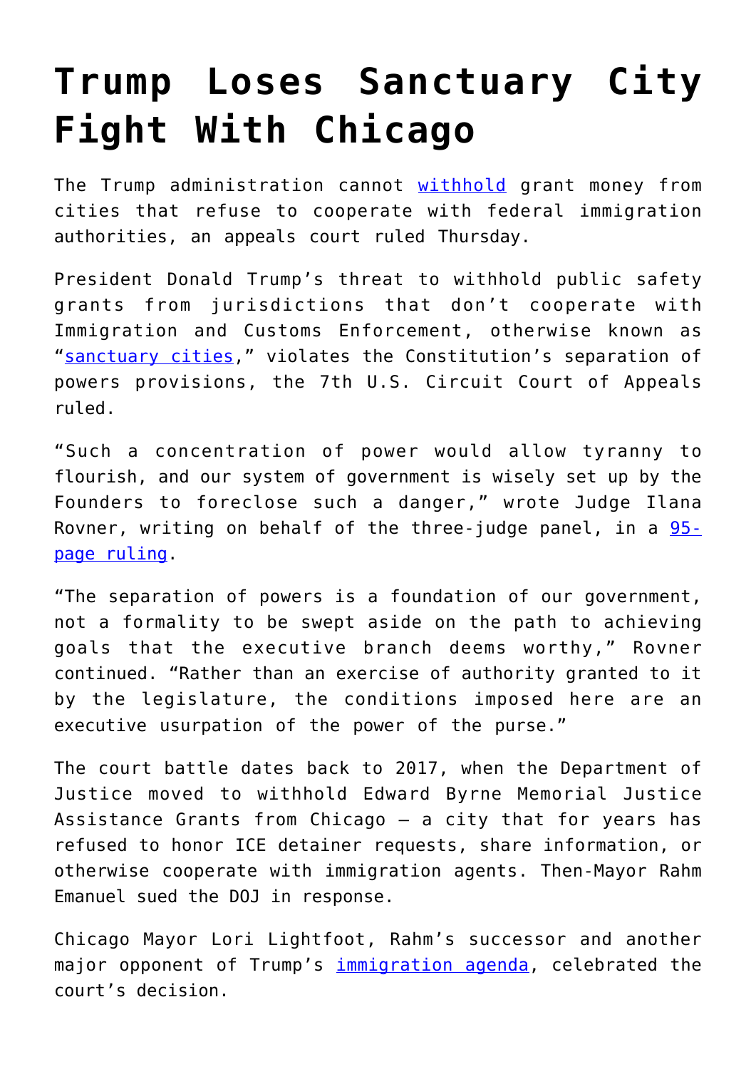# Trump Loses Sanctuary City Fight With Chicago

The Trump administration cannot withhold grant money from cities that refuse to cooperate with federal immigration authorities, an appeals court ruled Thursday.

President Donald Trump's threat to withhold public safety grants from jurisdictions that don't cooperate with Immigration and Customs Enforcement, otherwise known as "sanctuary cities," violates the Constitution's separation of powers provisions, the 7th U.S. Circuit Court of Appeals ruled.

"Such a concentration of power would allow tyranny to flourish, and our system of government is wisely set up by the Founders to foreclose such a danger," wrote Judge Ilana Rovner, writing on behalf of the three-judge panel, in a 95-page ruling.

"The separation of powers is a foundation of our government, not a formality to be swept aside on the path to achieving goals that the executive branch deems worthy," Rovner continued. "Rather than an exercise of authority granted to it by the legislature, the conditions imposed here are an executive usurpation of the power of the purse."

The court battle dates back to 2017, when the Department of Justice moved to withhold Edward Byrne Memorial Justice Assistance Grants from Chicago — a city that for years has refused to honor ICE detainer requests, share information, or otherwise cooperate with immigration agents. Then-Mayor Rahm Emanuel sued the DOJ in response.

Chicago Mayor Lori Lightfoot, Rahm's successor and another major opponent of Trump's immigration agenda, celebrated the court's decision.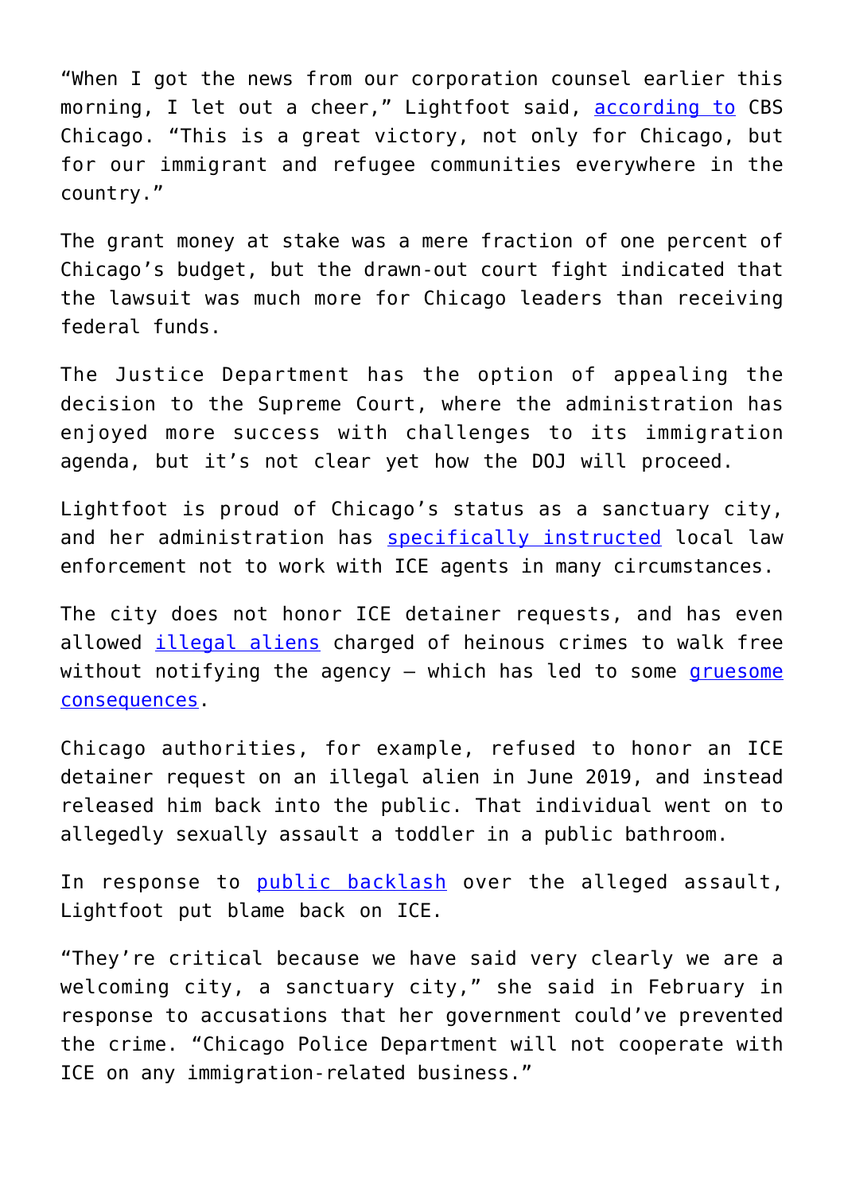"When I got the news from our corporation counsel earlier this morning, I let out a cheer," Lightfoot said, according to CBS Chicago. "This is a great victory, not only for Chicago, but for our immigrant and refugee communities everywhere in the country."

The grant money at stake was a mere fraction of one percent of Chicago's budget, but the drawn-out court fight indicated that the lawsuit was much more for Chicago leaders than receiving federal funds.

The Justice Department has the option of appealing the decision to the Supreme Court, where the administration has enjoyed more success with challenges to its immigration agenda, but it's not clear yet how the DOJ will proceed.

Lightfoot is proud of Chicago's status as a sanctuary city, and her administration has specifically instructed local law enforcement not to work with ICE agents in many circumstances.

The city does not honor ICE detainer requests, and has even allowed illegal aliens charged of heinous crimes to walk free without notifying the agency — which has led to some gruesome consequences.

Chicago authorities, for example, refused to honor an ICE detainer request on an illegal alien in June 2019, and instead released him back into the public. That individual went on to allegedly sexually assault a toddler in a public bathroom.

In response to public backlash over the alleged assault, Lightfoot put blame back on ICE.

"They're critical because we have said very clearly we are a welcoming city, a sanctuary city," she said in February in response to accusations that her government could've prevented the crime. "Chicago Police Department will not cooperate with ICE on any immigration-related business."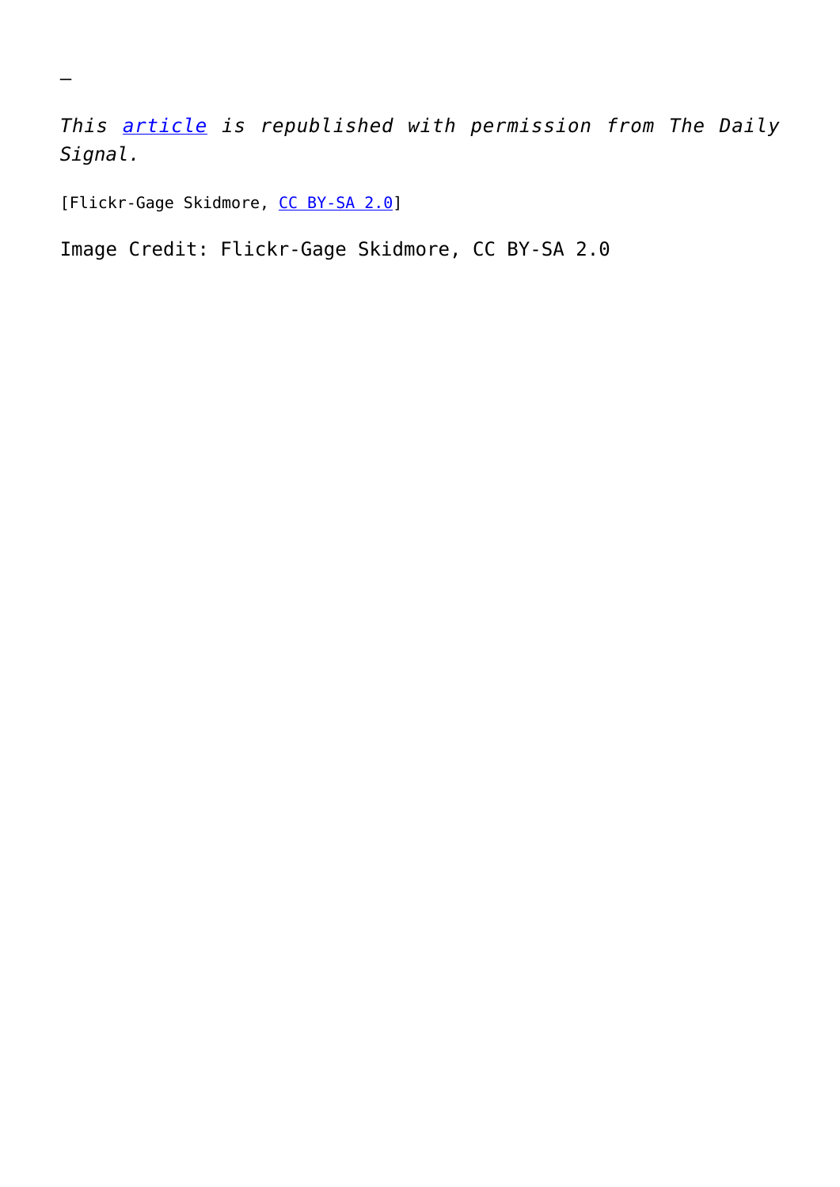—

*This article is republished with permission from The Daily Signal.*

[Flickr-Gage Skidmore, CC BY-SA 2.0]

Image Credit: Flickr-Gage Skidmore, CC BY-SA 2.0